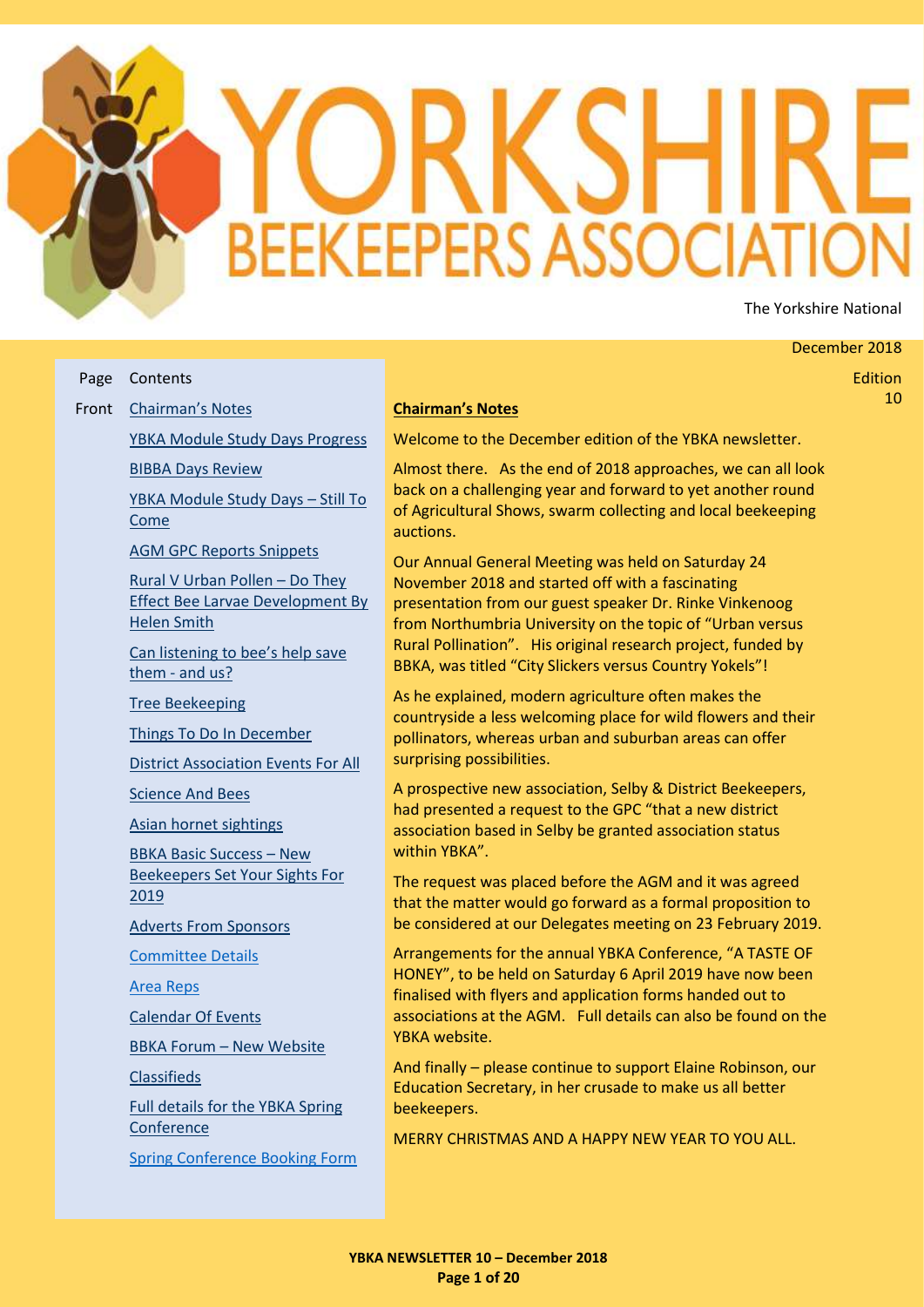# YORKSHIRE BEEKEEPERS ASSOCIATION

The Yorkshire National

December 2018

Edition 10

| Page | Contents |
|---|---|
| Front | Chairman's Notes |
| | YBKA Module Study Days Progress |
| | BIBBA Days Review |
| | YBKA Module Study Days – Still To Come |
| | AGM GPC Reports Snippets |
| | Rural V Urban Pollen – Do They Effect Bee Larvae Development By Helen Smith |
| | Can listening to bee's help save them - and us? |
| | Tree Beekeeping |
| | Things To Do In December |
| | District Association Events For All |
| | Science And Bees |
| | Asian hornet sightings |
| | BBKA Basic Success – New Beekeepers Set Your Sights For 2019 |
| | Adverts From Sponsors |
| | Committee Details |
| | Area Reps |
| | Calendar Of Events |
| | BBKA Forum – New Website |
| | Classifieds |
| | Full details for the YBKA Spring Conference |
| | Spring Conference Booking Form |

## Chairman's Notes

Welcome to the December edition of the YBKA newsletter.

Almost there. As the end of 2018 approaches, we can all look back on a challenging year and forward to yet another round of Agricultural Shows, swarm collecting and local beekeeping auctions.

Our Annual General Meeting was held on Saturday 24 November 2018 and started off with a fascinating presentation from our guest speaker Dr. Rinke Vinkenoog from Northumbria University on the topic of "Urban versus Rural Pollination". His original research project, funded by BBKA, was titled "City Slickers versus Country Yokels"!

As he explained, modern agriculture often makes the countryside a less welcoming place for wild flowers and their pollinators, whereas urban and suburban areas can offer surprising possibilities.

A prospective new association, Selby & District Beekeepers, had presented a request to the GPC "that a new district association based in Selby be granted association status within YBKA".

The request was placed before the AGM and it was agreed that the matter would go forward as a formal proposition to be considered at our Delegates meeting on 23 February 2019.

Arrangements for the annual YBKA Conference, "A TASTE OF HONEY", to be held on Saturday 6 April 2019 have now been finalised with flyers and application forms handed out to associations at the AGM. Full details can also be found on the YBKA website.

And finally – please continue to support Elaine Robinson, our Education Secretary, in her crusade to make us all better beekeepers.

MERRY CHRISTMAS AND A HAPPY NEW YEAR TO YOU ALL.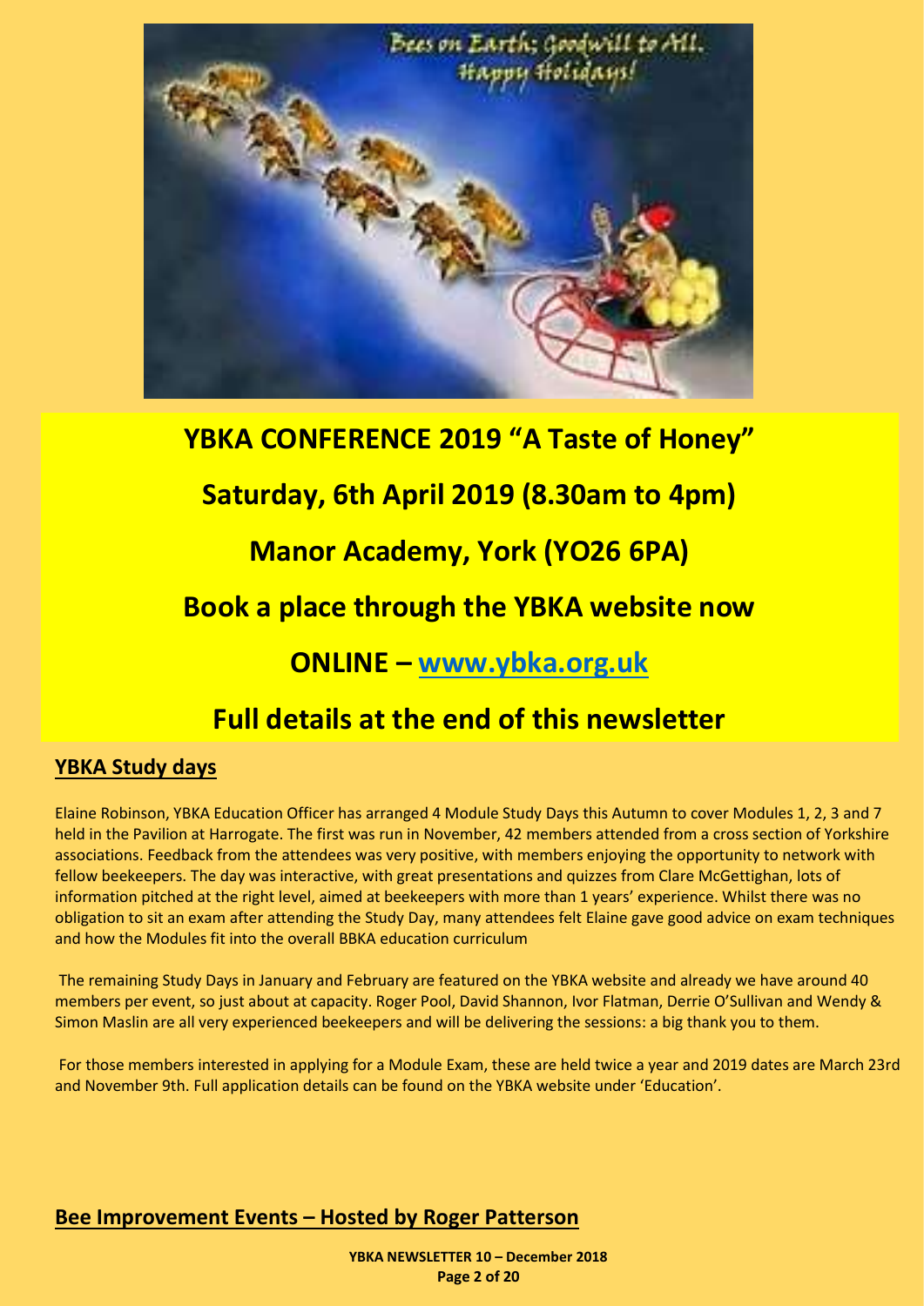# YBKA CONFERENCE 2019 "A Taste of Honey"

# Saturday, 6th April 2019 (8.30am to 4pm)

# Manor Academy, York (YO26 6PA)

# Book a place through the YBKA website now

# ONLINE – www.ybka.org.uk

# Full details at the end of this newsletter

## YBKA Study days

Elaine Robinson, YBKA Education Officer has arranged 4 Module Study Days this Autumn to cover Modules 1, 2, 3 and 7 held in the Pavilion at Harrogate. The first was run in November, 42 members attended from a cross section of Yorkshire associations. Feedback from the attendees was very positive, with members enjoying the opportunity to network with fellow beekeepers. The day was interactive, with great presentations and quizzes from Clare McGettighan, lots of information pitched at the right level, aimed at beekeepers with more than 1 years' experience. Whilst there was no obligation to sit an exam after attending the Study Day, many attendees felt Elaine gave good advice on exam techniques and how the Modules fit into the overall BBKA education curriculum

The remaining Study Days in January and February are featured on the YBKA website and already we have around 40 members per event, so just about at capacity. Roger Pool, David Shannon, Ivor Flatman, Derrie O'Sullivan and Wendy & Simon Maslin are all very experienced beekeepers and will be delivering the sessions: a big thank you to them.

For those members interested in applying for a Module Exam, these are held twice a year and 2019 dates are March 23rd and November 9th. Full application details can be found on the YBKA website under 'Education'.

## Bee Improvement Events – Hosted by Roger Patterson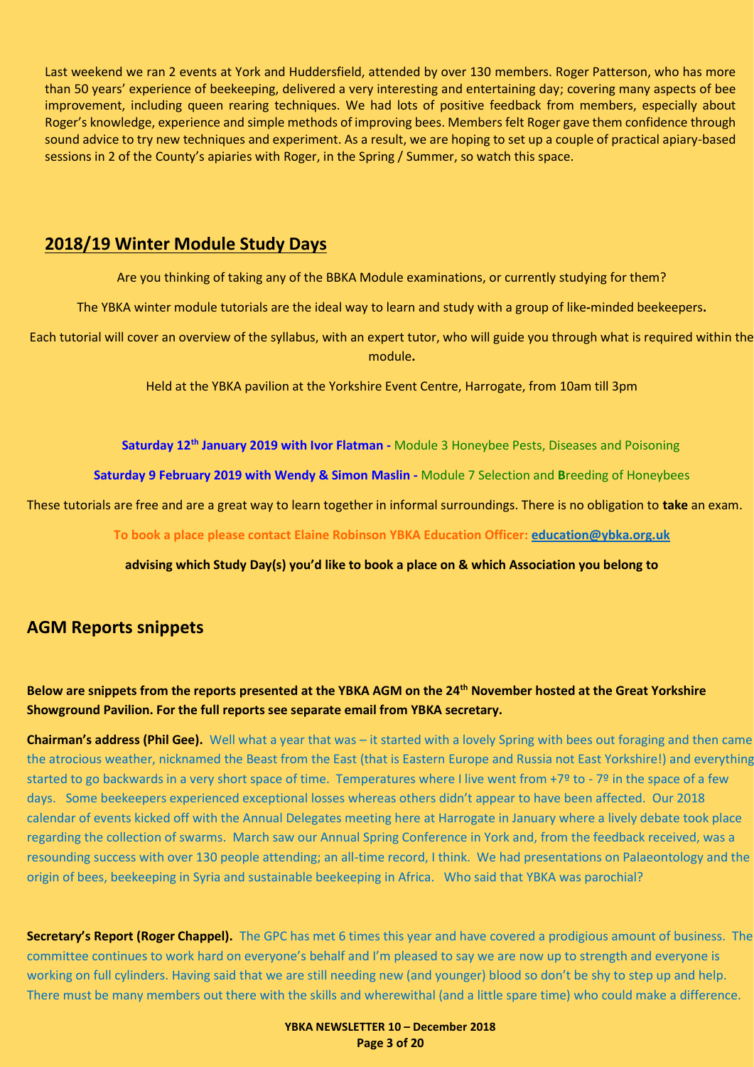Last weekend we ran 2 events at York and Huddersfield, attended by over 130 members. Roger Patterson, who has more than 50 years' experience of beekeeping, delivered a very interesting and entertaining day; covering many aspects of bee improvement, including queen rearing techniques. We had lots of positive feedback from members, especially about Roger's knowledge, experience and simple methods of improving bees. Members felt Roger gave them confidence through sound advice to try new techniques and experiment. As a result, we are hoping to set up a couple of practical apiary-based sessions in 2 of the County's apiaries with Roger, in the Spring / Summer, so watch this space.

## 2018/19 Winter Module Study Days

Are you thinking of taking any of the BBKA Module examinations, or currently studying for them?

The YBKA winter module tutorials are the ideal way to learn and study with a group of like-minded beekeepers**.**

Each tutorial will cover an overview of the syllabus, with an expert tutor, who will guide you through what is required within the module**.**

Held at the YBKA pavilion at the Yorkshire Event Centre, Harrogate, from 10am till 3pm

**Saturday 12th January 2019 with Ivor Flatman -** Module 3 Honeybee Pests, Diseases and Poisoning

**Saturday 9 February 2019 with Wendy & Simon Maslin -** Module 7 Selection and **B**reeding of Honeybees

These tutorials are free and are a great way to learn together in informal surroundings. There is no obligation to **take** an exam.

**To book a place please contact Elaine Robinson YBKA Education Officer: education@ybka.org.uk**

**advising which Study Day(s) you'd like to book a place on & which Association you belong to**

## AGM Reports snippets

**Below are snippets from the reports presented at the YBKA AGM on the 24th November hosted at the Great Yorkshire Showground Pavilion. For the full reports see separate email from YBKA secretary.**

**Chairman's address (Phil Gee).** Well what a year that was – it started with a lovely Spring with bees out foraging and then came the atrocious weather, nicknamed the Beast from the East (that is Eastern Europe and Russia not East Yorkshire!) and everything started to go backwards in a very short space of time. Temperatures where I live went from +7º to - 7º in the space of a few days. Some beekeepers experienced exceptional losses whereas others didn't appear to have been affected. Our 2018 calendar of events kicked off with the Annual Delegates meeting here at Harrogate in January where a lively debate took place regarding the collection of swarms. March saw our Annual Spring Conference in York and, from the feedback received, was a resounding success with over 130 people attending; an all-time record, I think. We had presentations on Palaeontology and the origin of bees, beekeeping in Syria and sustainable beekeeping in Africa. Who said that YBKA was parochial?

**Secretary's Report (Roger Chappel).** The GPC has met 6 times this year and have covered a prodigious amount of business. The committee continues to work hard on everyone's behalf and I'm pleased to say we are now up to strength and everyone is working on full cylinders. Having said that we are still needing new (and younger) blood so don't be shy to step up and help. There must be many members out there with the skills and wherewithal (and a little spare time) who could make a difference.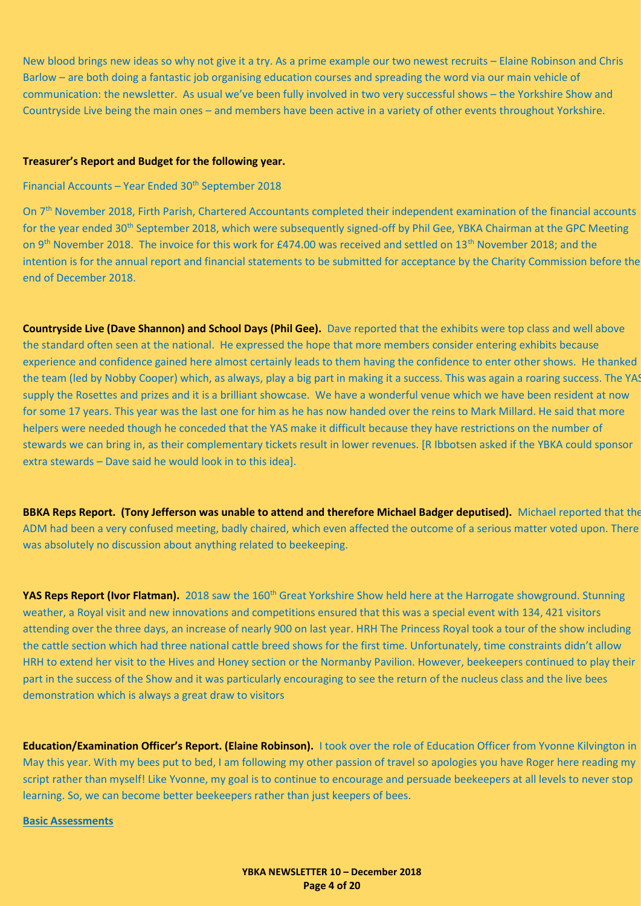New blood brings new ideas so why not give it a try. As a prime example our two newest recruits – Elaine Robinson and Chris Barlow – are both doing a fantastic job organising education courses and spreading the word via our main vehicle of communication: the newsletter. As usual we've been fully involved in two very successful shows – the Yorkshire Show and Countryside Live being the main ones – and members have been active in a variety of other events throughout Yorkshire.

**Treasurer's Report and Budget for the following year.**

Financial Accounts – Year Ended 30th September 2018

On 7th November 2018, Firth Parish, Chartered Accountants completed their independent examination of the financial accounts for the year ended 30th September 2018, which were subsequently signed-off by Phil Gee, YBKA Chairman at the GPC Meeting on 9th November 2018. The invoice for this work for £474.00 was received and settled on 13th November 2018; and the intention is for the annual report and financial statements to be submitted for acceptance by the Charity Commission before the end of December 2018.

**Countryside Live (Dave Shannon) and School Days (Phil Gee).** Dave reported that the exhibits were top class and well above the standard often seen at the national. He expressed the hope that more members consider entering exhibits because experience and confidence gained here almost certainly leads to them having the confidence to enter other shows. He thanked the team (led by Nobby Cooper) which, as always, play a big part in making it a success. This was again a roaring success. The YAS supply the Rosettes and prizes and it is a brilliant showcase. We have a wonderful venue which we have been resident at now for some 17 years. This year was the last one for him as he has now handed over the reins to Mark Millard. He said that more helpers were needed though he conceded that the YAS make it difficult because they have restrictions on the number of stewards we can bring in, as their complementary tickets result in lower revenues. [R Ibbotsen asked if the YBKA could sponsor extra stewards – Dave said he would look in to this idea].

**BBKA Reps Report. (Tony Jefferson was unable to attend and therefore Michael Badger deputised).** Michael reported that the ADM had been a very confused meeting, badly chaired, which even affected the outcome of a serious matter voted upon. There was absolutely no discussion about anything related to beekeeping.

**YAS Reps Report (Ivor Flatman).** 2018 saw the 160th Great Yorkshire Show held here at the Harrogate showground. Stunning weather, a Royal visit and new innovations and competitions ensured that this was a special event with 134, 421 visitors attending over the three days, an increase of nearly 900 on last year. HRH The Princess Royal took a tour of the show including the cattle section which had three national cattle breed shows for the first time. Unfortunately, time constraints didn't allow HRH to extend her visit to the Hives and Honey section or the Normanby Pavilion. However, beekeepers continued to play their part in the success of the Show and it was particularly encouraging to see the return of the nucleus class and the live bees demonstration which is always a great draw to visitors

**Education/Examination Officer's Report. (Elaine Robinson).** I took over the role of Education Officer from Yvonne Kilvington in May this year. With my bees put to bed, I am following my other passion of travel so apologies you have Roger here reading my script rather than myself! Like Yvonne, my goal is to continue to encourage and persuade beekeepers at all levels to never stop learning. So, we can become better beekeepers rather than just keepers of bees.

**Basic Assessments**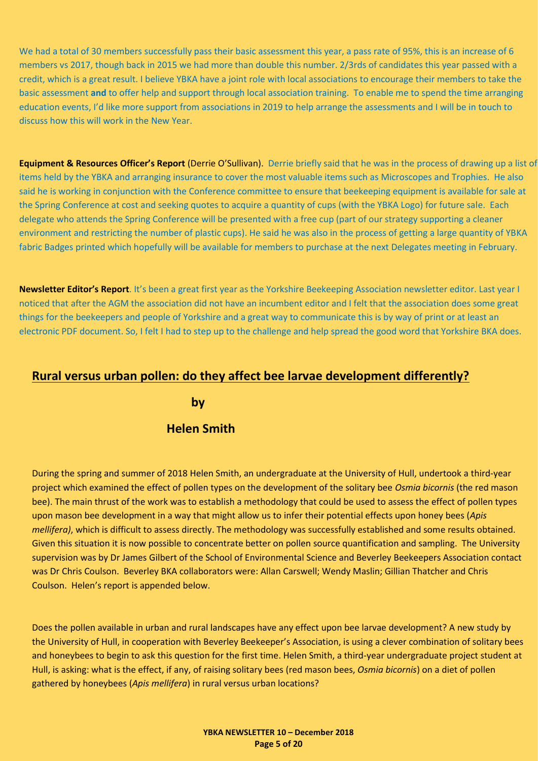We had a total of 30 members successfully pass their basic assessment this year, a pass rate of 95%, this is an increase of 6 members vs 2017, though back in 2015 we had more than double this number. 2/3rds of candidates this year passed with a credit, which is a great result. I believe YBKA have a joint role with local associations to encourage their members to take the basic assessment **and** to offer help and support through local association training. To enable me to spend the time arranging education events, I'd like more support from associations in 2019 to help arrange the assessments and I will be in touch to discuss how this will work in the New Year.

**Equipment & Resources Officer's Report** (Derrie O'Sullivan). Derrie briefly said that he was in the process of drawing up a list of items held by the YBKA and arranging insurance to cover the most valuable items such as Microscopes and Trophies. He also said he is working in conjunction with the Conference committee to ensure that beekeeping equipment is available for sale at the Spring Conference at cost and seeking quotes to acquire a quantity of cups (with the YBKA Logo) for future sale. Each delegate who attends the Spring Conference will be presented with a free cup (part of our strategy supporting a cleaner environment and restricting the number of plastic cups). He said he was also in the process of getting a large quantity of YBKA fabric Badges printed which hopefully will be available for members to purchase at the next Delegates meeting in February.

**Newsletter Editor's Report**. It's been a great first year as the Yorkshire Beekeeping Association newsletter editor. Last year I noticed that after the AGM the association did not have an incumbent editor and I felt that the association does some great things for the beekeepers and people of Yorkshire and a great way to communicate this is by way of print or at least an electronic PDF document. So, I felt I had to step up to the challenge and help spread the good word that Yorkshire BKA does.

## Rural versus urban pollen: do they affect bee larvae development differently?

**by**

**Helen Smith**

During the spring and summer of 2018 Helen Smith, an undergraduate at the University of Hull, undertook a third-year project which examined the effect of pollen types on the development of the solitary bee *Osmia bicornis* (the red mason bee). The main thrust of the work was to establish a methodology that could be used to assess the effect of pollen types upon mason bee development in a way that might allow us to infer their potential effects upon honey bees (*Apis mellifera)*, which is difficult to assess directly. The methodology was successfully established and some results obtained. Given this situation it is now possible to concentrate better on pollen source quantification and sampling. The University supervision was by Dr James Gilbert of the School of Environmental Science and Beverley Beekeepers Association contact was Dr Chris Coulson. Beverley BKA collaborators were: Allan Carswell; Wendy Maslin; Gillian Thatcher and Chris Coulson. Helen's report is appended below.

Does the pollen available in urban and rural landscapes have any effect upon bee larvae development? A new study by the University of Hull, in cooperation with Beverley Beekeeper's Association, is using a clever combination of solitary bees and honeybees to begin to ask this question for the first time. Helen Smith, a third-year undergraduate project student at Hull, is asking: what is the effect, if any, of raising solitary bees (red mason bees, *Osmia bicornis*) on a diet of pollen gathered by honeybees (*Apis mellifera*) in rural versus urban locations?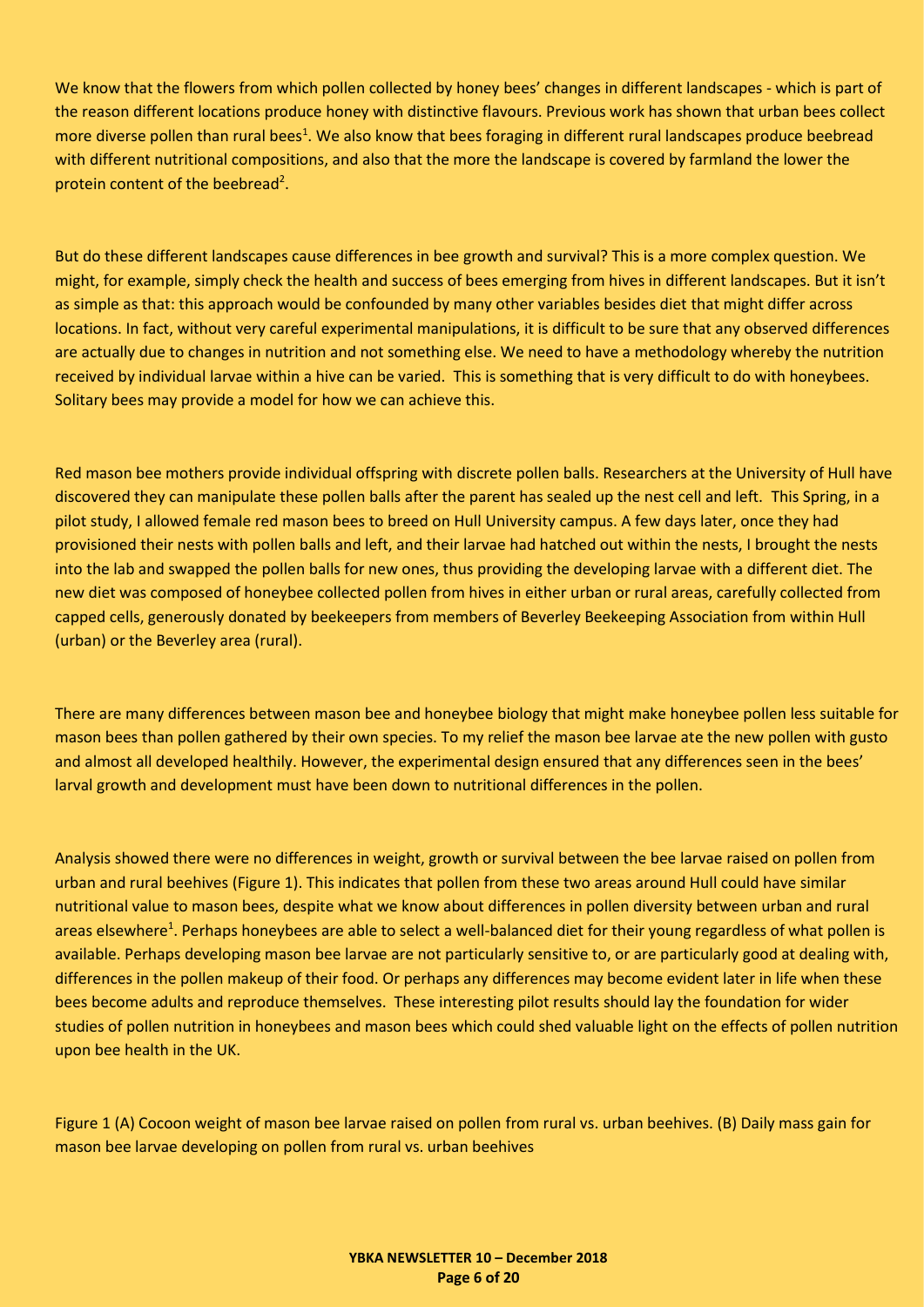We know that the flowers from which pollen collected by honey bees' changes in different landscapes - which is part of the reason different locations produce honey with distinctive flavours. Previous work has shown that urban bees collect more diverse pollen than rural bees[1]. We also know that bees foraging in different rural landscapes produce beebread with different nutritional compositions, and also that the more the landscape is covered by farmland the lower the protein content of the beebread[2].

But do these different landscapes cause differences in bee growth and survival? This is a more complex question. We might, for example, simply check the health and success of bees emerging from hives in different landscapes. But it isn't as simple as that: this approach would be confounded by many other variables besides diet that might differ across locations. In fact, without very careful experimental manipulations, it is difficult to be sure that any observed differences are actually due to changes in nutrition and not something else. We need to have a methodology whereby the nutrition received by individual larvae within a hive can be varied. This is something that is very difficult to do with honeybees. Solitary bees may provide a model for how we can achieve this.

Red mason bee mothers provide individual offspring with discrete pollen balls. Researchers at the University of Hull have discovered they can manipulate these pollen balls after the parent has sealed up the nest cell and left. This Spring, in a pilot study, I allowed female red mason bees to breed on Hull University campus. A few days later, once they had provisioned their nests with pollen balls and left, and their larvae had hatched out within the nests, I brought the nests into the lab and swapped the pollen balls for new ones, thus providing the developing larvae with a different diet. The new diet was composed of honeybee collected pollen from hives in either urban or rural areas, carefully collected from capped cells, generously donated by beekeepers from members of Beverley Beekeeping Association from within Hull (urban) or the Beverley area (rural).

There are many differences between mason bee and honeybee biology that might make honeybee pollen less suitable for mason bees than pollen gathered by their own species. To my relief the mason bee larvae ate the new pollen with gusto and almost all developed healthily. However, the experimental design ensured that any differences seen in the bees' larval growth and development must have been down to nutritional differences in the pollen.

Analysis showed there were no differences in weight, growth or survival between the bee larvae raised on pollen from urban and rural beehives (Figure 1). This indicates that pollen from these two areas around Hull could have similar nutritional value to mason bees, despite what we know about differences in pollen diversity between urban and rural areas elsewhere[1]. Perhaps honeybees are able to select a well-balanced diet for their young regardless of what pollen is available. Perhaps developing mason bee larvae are not particularly sensitive to, or are particularly good at dealing with, differences in the pollen makeup of their food. Or perhaps any differences may become evident later in life when these bees become adults and reproduce themselves. These interesting pilot results should lay the foundation for wider studies of pollen nutrition in honeybees and mason bees which could shed valuable light on the effects of pollen nutrition upon bee health in the UK.

Figure 1 (A) Cocoon weight of mason bee larvae raised on pollen from rural vs. urban beehives. (B) Daily mass gain for mason bee larvae developing on pollen from rural vs. urban beehives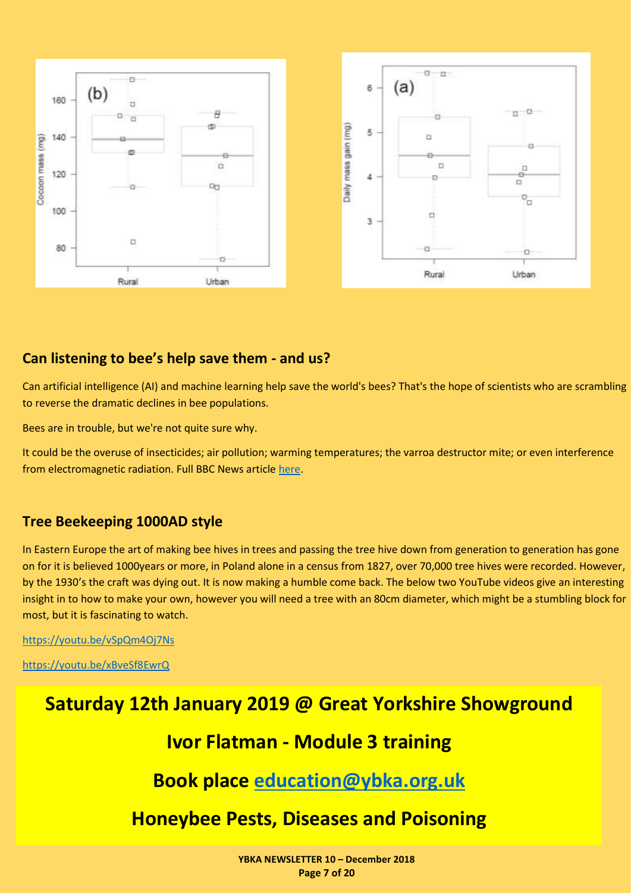## Can listening to bee's help save them - and us?

Can artificial intelligence (AI) and machine learning help save the world's bees? That's the hope of scientists who are scrambling to reverse the dramatic declines in bee populations.

Bees are in trouble, but we're not quite sure why.

It could be the overuse of insecticides; air pollution; warming temperatures; the varroa destructor mite; or even interference from electromagnetic radiation. Full BBC News article here.

## Tree Beekeeping 1000AD style

In Eastern Europe the art of making bee hives in trees and passing the tree hive down from generation to generation has gone on for it is believed 1000years or more, in Poland alone in a census from 1827, over 70,000 tree hives were recorded. However, by the 1930's the craft was dying out. It is now making a humble come back. The below two YouTube videos give an interesting insight in to how to make your own, however you will need a tree with an 80cm diameter, which might be a stumbling block for most, but it is fascinating to watch.

https://youtu.be/vSpQm4Oj7Ns

https://youtu.be/xBveSf8EwrQ

**Saturday 12th January 2019 @ Great Yorkshire Showground**

**Ivor Flatman - Module 3 training**

**Book place education@ybka.org.uk**

**Honeybee Pests, Diseases and Poisoning**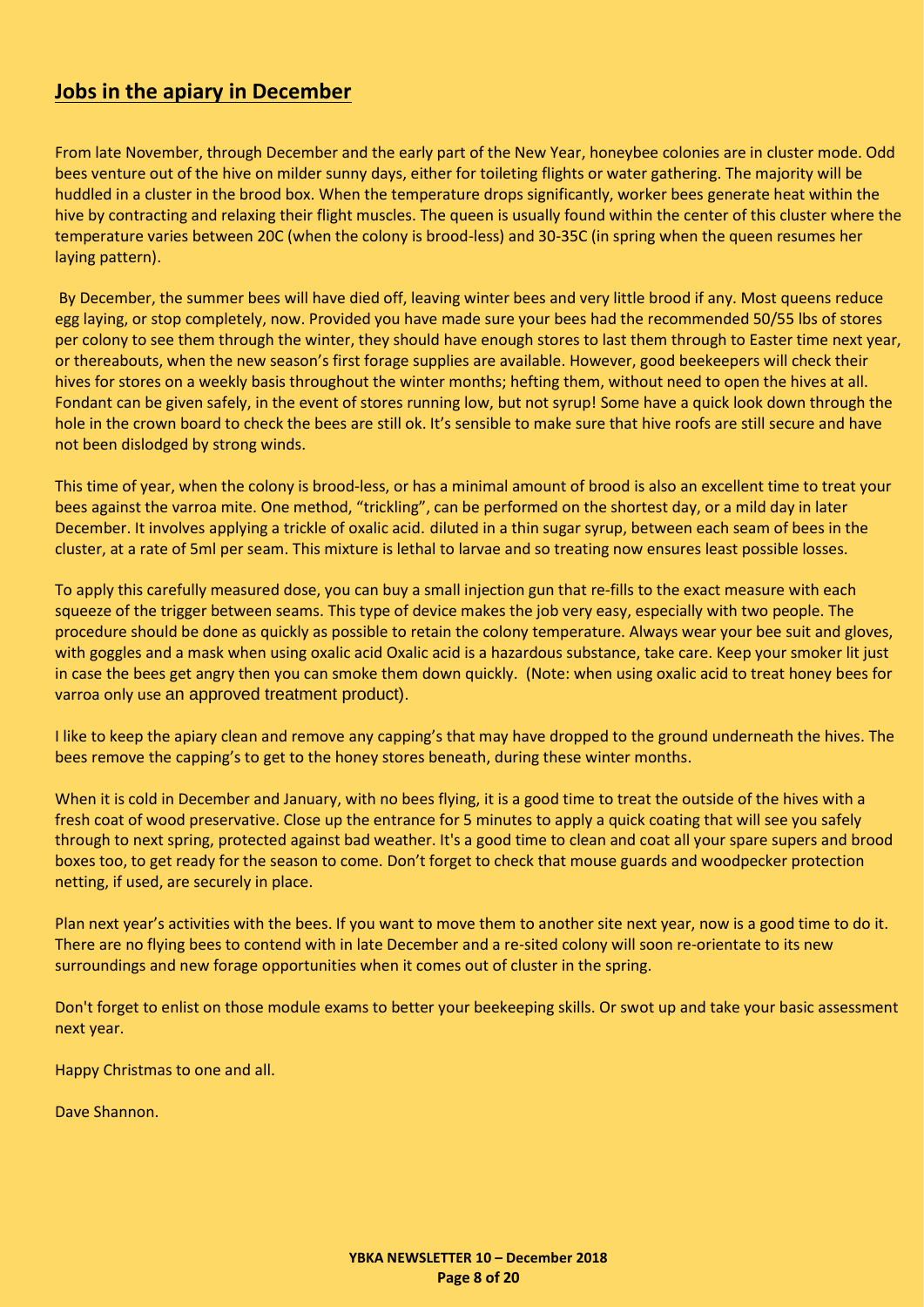## Jobs in the apiary in December

From late November, through December and the early part of the New Year, honeybee colonies are in cluster mode. Odd bees venture out of the hive on milder sunny days, either for toileting flights or water gathering. The majority will be huddled in a cluster in the brood box. When the temperature drops significantly, worker bees generate heat within the hive by contracting and relaxing their flight muscles. The queen is usually found within the center of this cluster where the temperature varies between 20C (when the colony is brood-less) and 30-35C (in spring when the queen resumes her laying pattern).

By December, the summer bees will have died off, leaving winter bees and very little brood if any. Most queens reduce egg laying, or stop completely, now. Provided you have made sure your bees had the recommended 50/55 lbs of stores per colony to see them through the winter, they should have enough stores to last them through to Easter time next year, or thereabouts, when the new season's first forage supplies are available. However, good beekeepers will check their hives for stores on a weekly basis throughout the winter months; hefting them, without need to open the hives at all. Fondant can be given safely, in the event of stores running low, but not syrup! Some have a quick look down through the hole in the crown board to check the bees are still ok. It's sensible to make sure that hive roofs are still secure and have not been dislodged by strong winds.

This time of year, when the colony is brood-less, or has a minimal amount of brood is also an excellent time to treat your bees against the varroa mite. One method, "trickling", can be performed on the shortest day, or a mild day in later December. It involves applying a trickle of oxalic acid. diluted in a thin sugar syrup, between each seam of bees in the cluster, at a rate of 5ml per seam. This mixture is lethal to larvae and so treating now ensures least possible losses.

To apply this carefully measured dose, you can buy a small injection gun that re-fills to the exact measure with each squeeze of the trigger between seams. This type of device makes the job very easy, especially with two people. The procedure should be done as quickly as possible to retain the colony temperature. Always wear your bee suit and gloves, with goggles and a mask when using oxalic acid Oxalic acid is a hazardous substance, take care. Keep your smoker lit just in case the bees get angry then you can smoke them down quickly. (Note: when using oxalic acid to treat honey bees for varroa only use an approved treatment product).

I like to keep the apiary clean and remove any capping's that may have dropped to the ground underneath the hives. The bees remove the capping's to get to the honey stores beneath, during these winter months.

When it is cold in December and January, with no bees flying, it is a good time to treat the outside of the hives with a fresh coat of wood preservative. Close up the entrance for 5 minutes to apply a quick coating that will see you safely through to next spring, protected against bad weather. It's a good time to clean and coat all your spare supers and brood boxes too, to get ready for the season to come. Don't forget to check that mouse guards and woodpecker protection netting, if used, are securely in place.

Plan next year's activities with the bees. If you want to move them to another site next year, now is a good time to do it. There are no flying bees to contend with in late December and a re-sited colony will soon re-orientate to its new surroundings and new forage opportunities when it comes out of cluster in the spring.

Don't forget to enlist on those module exams to better your beekeeping skills. Or swot up and take your basic assessment next year.

Happy Christmas to one and all.

Dave Shannon.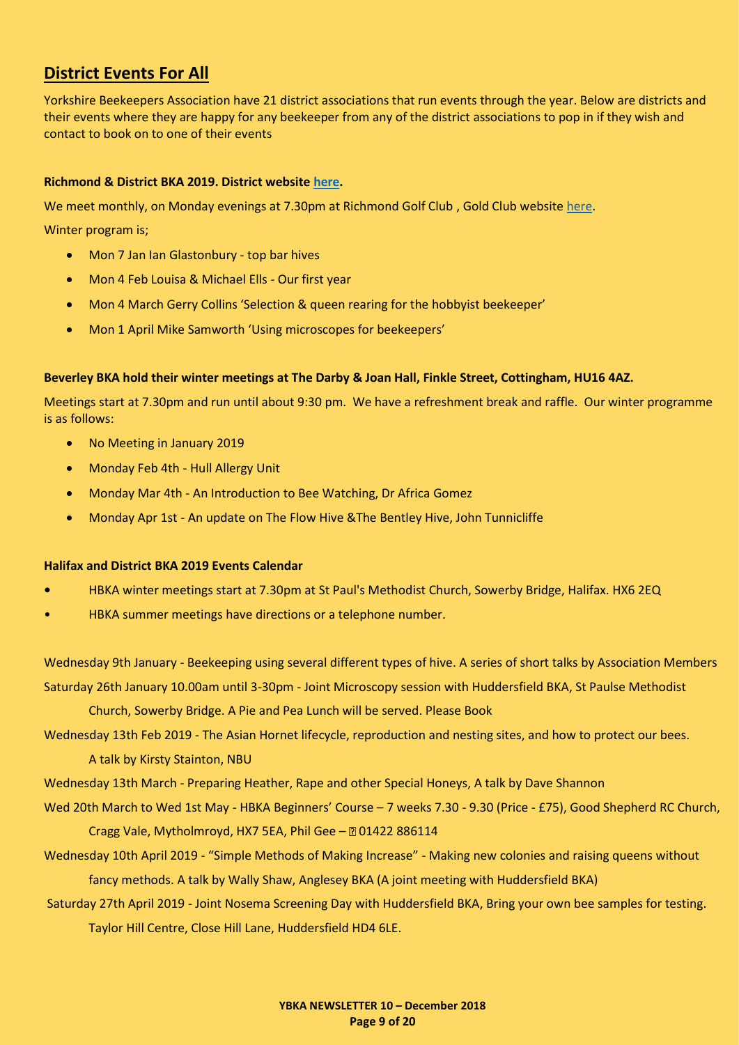## District Events For All

Yorkshire Beekeepers Association have 21 district associations that run events through the year. Below are districts and their events where they are happy for any beekeeper from any of the district associations to pop in if they wish and contact to book on to one of their events

**Richmond & District BKA 2019. District website here.**

We meet monthly, on Monday evenings at 7.30pm at Richmond Golf Club , Gold Club website here.

Winter program is;

- Mon 7 Jan Ian Glastonbury - top bar hives
- Mon 4 Feb Louisa & Michael Ells - Our first year
- Mon 4 March Gerry Collins 'Selection & queen rearing for the hobbyist beekeeper'
- Mon 1 April Mike Samworth 'Using microscopes for beekeepers'

**Beverley BKA hold their winter meetings at The Darby & Joan Hall, Finkle Street, Cottingham, HU16 4AZ.**

Meetings start at 7.30pm and run until about 9:30 pm. We have a refreshment break and raffle. Our winter programme is as follows:

- No Meeting in January 2019
- Monday Feb 4th - Hull Allergy Unit
- Monday Mar 4th - An Introduction to Bee Watching, Dr Africa Gomez
- Monday Apr 1st - An update on The Flow Hive &The Bentley Hive, John Tunnicliffe

**Halifax and District BKA 2019 Events Calendar**

- HBKA winter meetings start at 7.30pm at St Paul's Methodist Church, Sowerby Bridge, Halifax. HX6 2EQ
- HBKA summer meetings have directions or a telephone number.

Wednesday 9th January - Beekeeping using several different types of hive. A series of short talks by Association Members

Saturday 26th January 10.00am until 3-30pm - Joint Microscopy session with Huddersfield BKA, St Paulse Methodist Church, Sowerby Bridge. A Pie and Pea Lunch will be served. Please Book

Wednesday 13th Feb 2019 - The Asian Hornet lifecycle, reproduction and nesting sites, and how to protect our bees. A talk by Kirsty Stainton, NBU

Wednesday 13th March - Preparing Heather, Rape and other Special Honeys, A talk by Dave Shannon

Wed 20th March to Wed 1st May - HBKA Beginners' Course – 7 weeks 7.30 - 9.30 (Price - £75), Good Shepherd RC Church, Cragg Vale, Mytholmroyd, HX7 5EA, Phil Gee – 01422 886114

Wednesday 10th April 2019 - "Simple Methods of Making Increase" - Making new colonies and raising queens without fancy methods. A talk by Wally Shaw, Anglesey BKA (A joint meeting with Huddersfield BKA)

Saturday 27th April 2019 - Joint Nosema Screening Day with Huddersfield BKA, Bring your own bee samples for testing. Taylor Hill Centre, Close Hill Lane, Huddersfield HD4 6LE.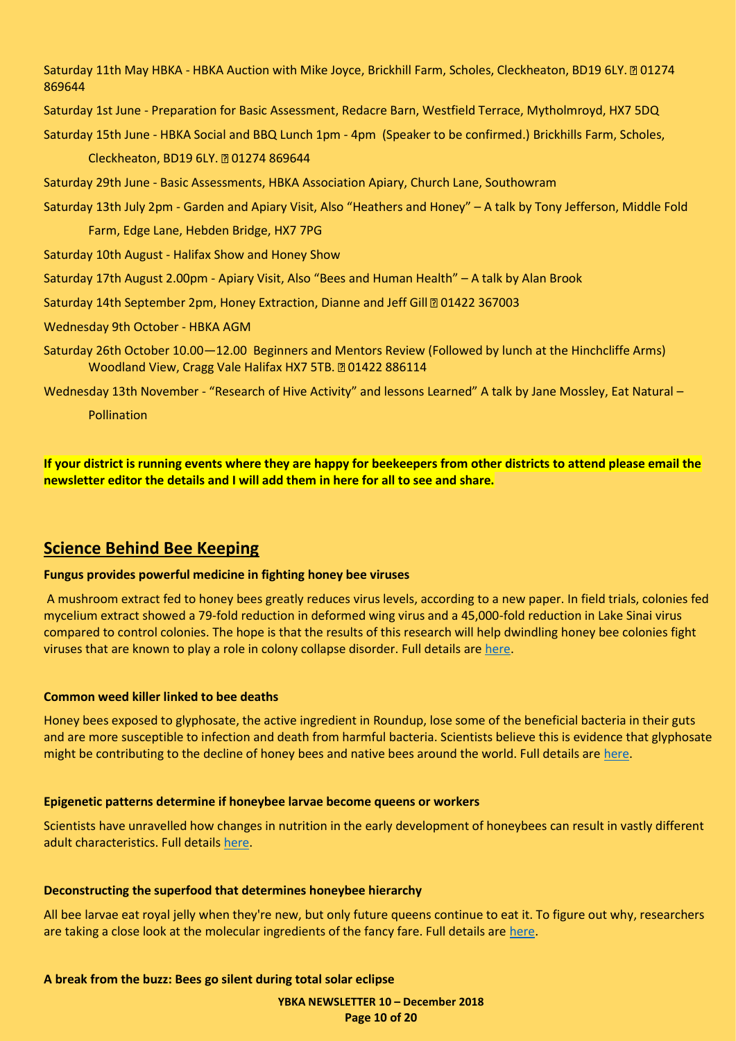Saturday 11th May HBKA - HBKA Auction with Mike Joyce, Brickhill Farm, Scholes, Cleckheaton, BD19 6LY. ☎ 01274 869644

Saturday 1st June - Preparation for Basic Assessment, Redacre Barn, Westfield Terrace, Mytholmroyd, HX7 5DQ

Saturday 15th June - HBKA Social and BBQ Lunch 1pm - 4pm (Speaker to be confirmed.) Brickhills Farm, Scholes, Cleckheaton, BD19 6LY. ☎ 01274 869644

Saturday 29th June - Basic Assessments, HBKA Association Apiary, Church Lane, Southowram

Saturday 13th July 2pm - Garden and Apiary Visit, Also "Heathers and Honey" – A talk by Tony Jefferson, Middle Fold Farm, Edge Lane, Hebden Bridge, HX7 7PG

Saturday 10th August - Halifax Show and Honey Show

Saturday 17th August 2.00pm - Apiary Visit, Also "Bees and Human Health" – A talk by Alan Brook

Saturday 14th September 2pm, Honey Extraction, Dianne and Jeff Gill ☎ 01422 367003

Wednesday 9th October - HBKA AGM

Saturday 26th October 10.00—12.00 Beginners and Mentors Review (Followed by lunch at the Hinchcliffe Arms) Woodland View, Cragg Vale Halifax HX7 5TB. ☎ 01422 886114

Wednesday 13th November - "Research of Hive Activity" and lessons Learned" A talk by Jane Mossley, Eat Natural – Pollination

**If your district is running events where they are happy for beekeepers from other districts to attend please email the newsletter editor the details and I will add them in here for all to see and share.**

## Science Behind Bee Keeping

**Fungus provides powerful medicine in fighting honey bee viruses**

A mushroom extract fed to honey bees greatly reduces virus levels, according to a new paper. In field trials, colonies fed mycelium extract showed a 79-fold reduction in deformed wing virus and a 45,000-fold reduction in Lake Sinai virus compared to control colonies. The hope is that the results of this research will help dwindling honey bee colonies fight viruses that are known to play a role in colony collapse disorder. Full details are here.

**Common weed killer linked to bee deaths**

Honey bees exposed to glyphosate, the active ingredient in Roundup, lose some of the beneficial bacteria in their guts and are more susceptible to infection and death from harmful bacteria. Scientists believe this is evidence that glyphosate might be contributing to the decline of honey bees and native bees around the world. Full details are here.

**Epigenetic patterns determine if honeybee larvae become queens or workers**

Scientists have unravelled how changes in nutrition in the early development of honeybees can result in vastly different adult characteristics. Full details here.

**Deconstructing the superfood that determines honeybee hierarchy**

All bee larvae eat royal jelly when they're new, but only future queens continue to eat it. To figure out why, researchers are taking a close look at the molecular ingredients of the fancy fare. Full details are here.

**A break from the buzz: Bees go silent during total solar eclipse**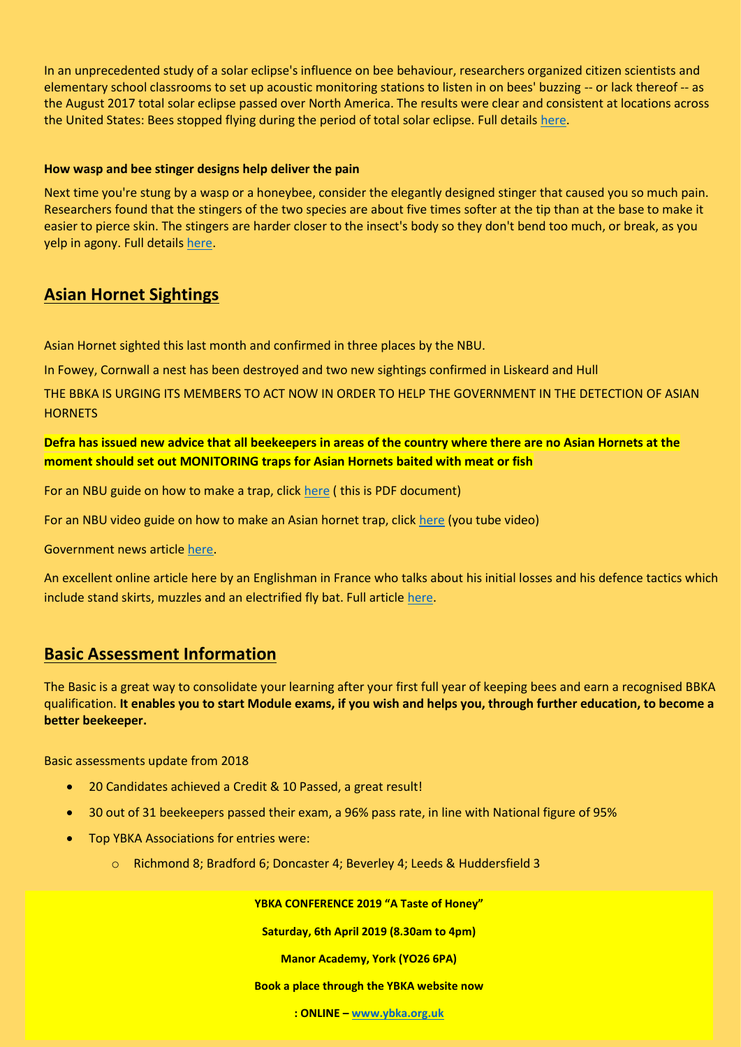In an unprecedented study of a solar eclipse's influence on bee behaviour, researchers organized citizen scientists and elementary school classrooms to set up acoustic monitoring stations to listen in on bees' buzzing -- or lack thereof -- as the August 2017 total solar eclipse passed over North America. The results were clear and consistent at locations across the United States: Bees stopped flying during the period of total solar eclipse. Full details here.

**How wasp and bee stinger designs help deliver the pain**

Next time you're stung by a wasp or a honeybee, consider the elegantly designed stinger that caused you so much pain. Researchers found that the stingers of the two species are about five times softer at the tip than at the base to make it easier to pierce skin. The stingers are harder closer to the insect's body so they don't bend too much, or break, as you yelp in agony. Full details here.

## Asian Hornet Sightings

Asian Hornet sighted this last month and confirmed in three places by the NBU.

In Fowey, Cornwall a nest has been destroyed and two new sightings confirmed in Liskeard and Hull

THE BBKA IS URGING ITS MEMBERS TO ACT NOW IN ORDER TO HELP THE GOVERNMENT IN THE DETECTION OF ASIAN HORNETS

**Defra has issued new advice that all beekeepers in areas of the country where there are no Asian Hornets at the moment should set out MONITORING traps for Asian Hornets baited with meat or fish**

For an NBU guide on how to make a trap, click here ( this is PDF document)

For an NBU video guide on how to make an Asian hornet trap, click here (you tube video)

Government news article here.

An excellent online article here by an Englishman in France who talks about his initial losses and his defence tactics which include stand skirts, muzzles and an electrified fly bat. Full article here.

## Basic Assessment Information

The Basic is a great way to consolidate your learning after your first full year of keeping bees and earn a recognised BBKA qualification. **It enables you to start Module exams, if you wish and helps you, through further education, to become a better beekeeper.**

Basic assessments update from 2018

- 20 Candidates achieved a Credit & 10 Passed, a great result!
- 30 out of 31 beekeepers passed their exam, a 96% pass rate, in line with National figure of 95%
- Top YBKA Associations for entries were:
  - Richmond 8; Bradford 6; Doncaster 4; Beverley 4; Leeds & Huddersfield 3

**YBKA CONFERENCE 2019 "A Taste of Honey"**

**Saturday, 6th April 2019 (8.30am to 4pm)**

**Manor Academy, York (YO26 6PA)**

**Book a place through the YBKA website now**

**: ONLINE – www.ybka.org.uk**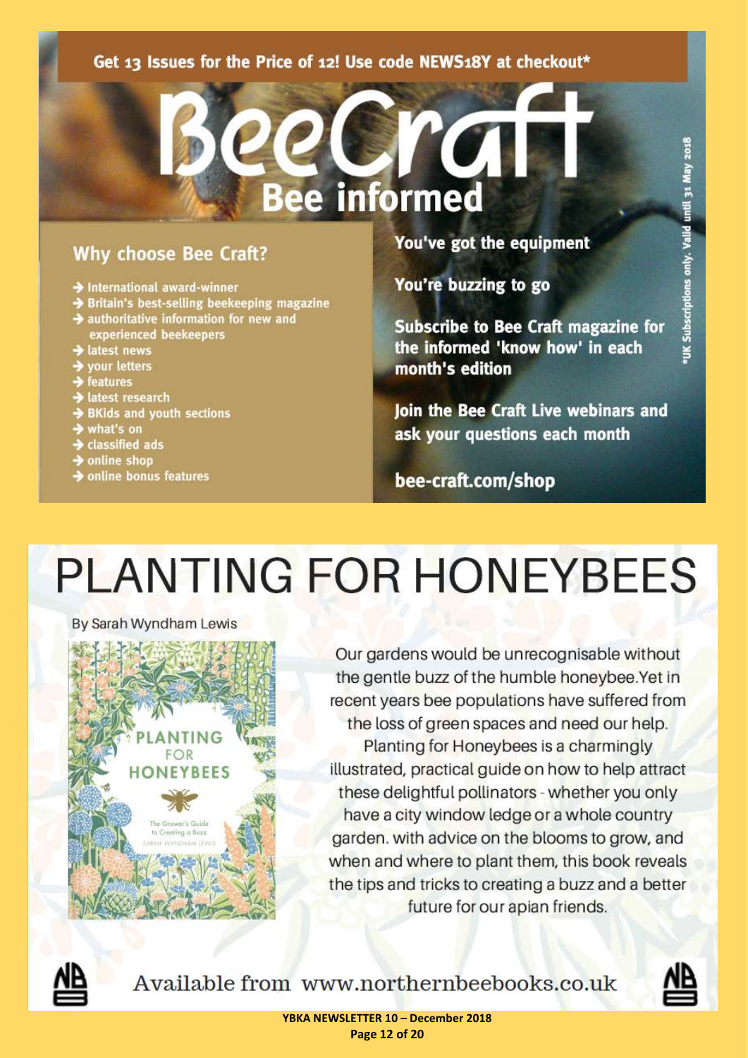Get 13 Issues for the Price of 12! Use code NEWS18Y at checkout*

# BeeCraft

## Bee informed

### Why choose Bee Craft?

- International award-winner
- Britain's best-selling beekeeping magazine
- authoritative information for new and experienced beekeepers
- latest news
- your letters
- features
- latest research
- BKids and youth sections
- what's on
- classified ads
- online shop
- online bonus features

**You've got the equipment**

**You're buzzing to go**

**Subscribe to Bee Craft magazine for the informed 'know how' in each month's edition**

**Join the Bee Craft Live webinars and ask your questions each month**

**bee-craft.com/shop**

*UK Subscriptions only. Valid until 31 May 2018

# PLANTING FOR HONEYBEES

By Sarah Wyndham Lewis

Our gardens would be unrecognisable without the gentle buzz of the humble honeybee.Yet in recent years bee populations have suffered from the loss of green spaces and need our help. Planting for Honeybees is a charmingly illustrated, practical guide on how to help attract these delightful pollinators - whether you only have a city window ledge or a whole country garden. with advice on the blooms to grow, and when and where to plant them, this book reveals the tips and tricks to creating a buzz and a better future for our apian friends.

Available from www.northernbeebooks.co.uk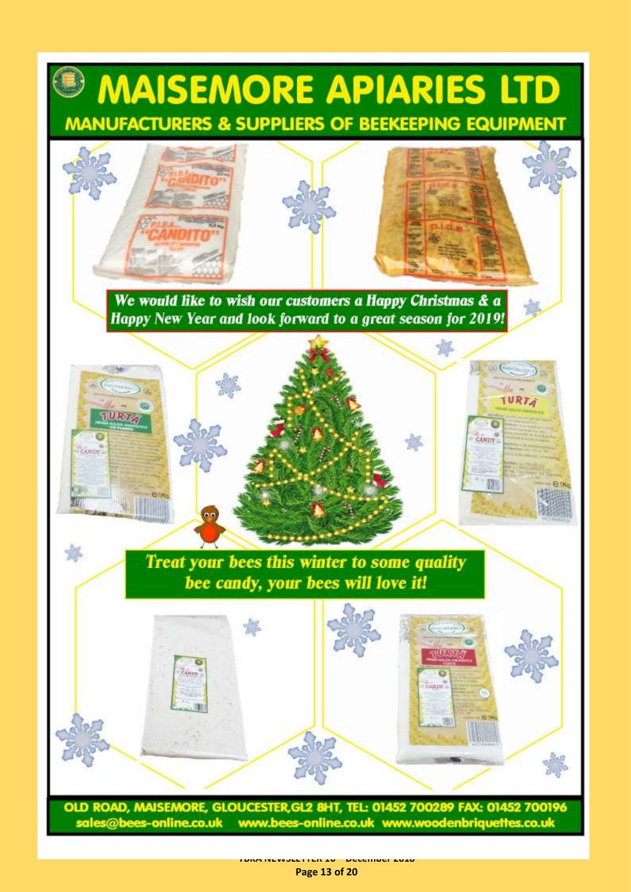# MAISEMORE APIARIES LTD

## MANUFACTURERS & SUPPLIERS OF BEEKEEPING EQUIPMENT

*We would like to wish our customers a Happy Christmas & a Happy New Year and look forward to a great season for 2019!*

*Treat your bees this winter to some quality bee candy, your bees will love it!*

**OLD ROAD, MAISEMORE, GLOUCESTER, GL2 8HT, TEL: 01452 700289 FAX: 01452 700196**

**sales@bees-online.co.uk www.bees-online.co.uk www.woodenbriquettes.co.uk**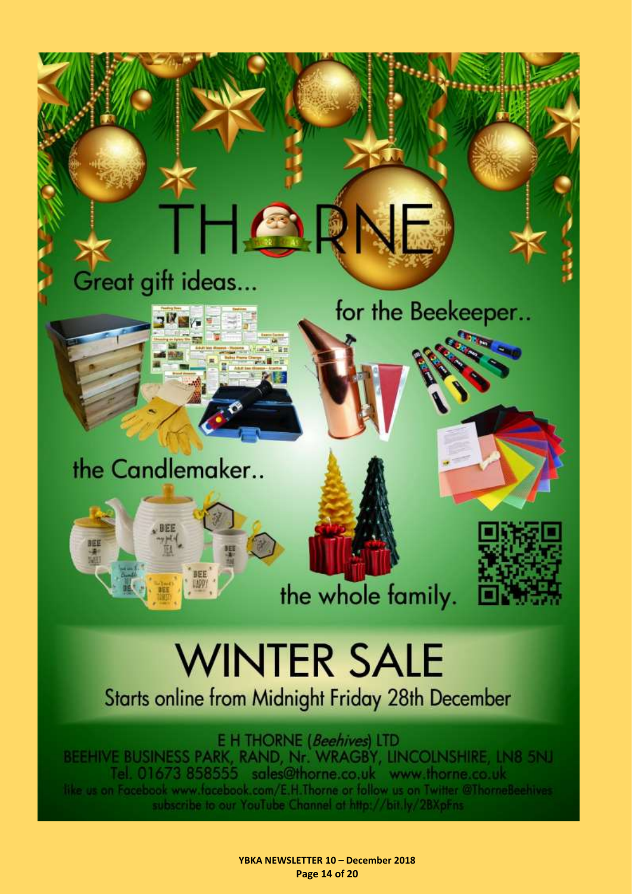# THORNE

Great gift ideas...

for the Beekeeper..

the Candlemaker..

the whole family.

# WINTER SALE

Starts online from Midnight Friday 28th December

E H THORNE (*Beehives*) LTD
BEEHIVE BUSINESS PARK, RAND, Nr. WRAGBY, LINCOLNSHIRE, LN8 5NJ
Tel. 01673 858555 sales@thorne.co.uk www.thorne.co.uk
like us on Facebook www.facebook.com/E.H.Thorne or follow us on Twitter @ThorneBeehives
subscribe to our YouTube Channel at http://bit.ly/2BXpFns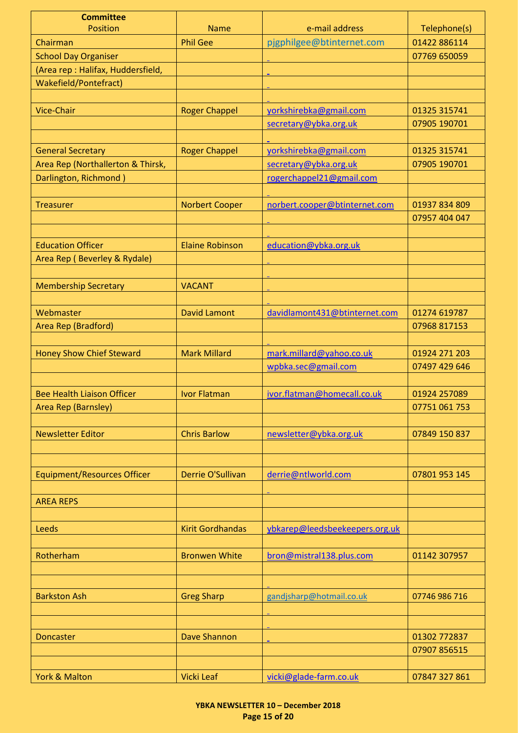| **Committee** Position | Name | e-mail address | Telephone(s) |
|---|---|---|---|
| Chairman | Phil Gee | pjgphilgee@btinternet.com | 01422 886114 |
| School Day Organiser | | | 07769 650059 |
| (Area rep : Halifax, Huddersfield, | | | |
| Wakefield/Pontefract) | | | |
| | | | |
| Vice-Chair | Roger Chappel | yorkshirebka@gmail.com | 01325 315741 |
| | | secretary@ybka.org.uk | 07905 190701 |
| | | | |
| General Secretary | Roger Chappel | yorkshirebka@gmail.com | 01325 315741 |
| Area Rep (Northallerton & Thirsk, | | secretary@ybka.org.uk | 07905 190701 |
| Darlington, Richmond ) | | rogerchappel21@gmail.com | |
| | | | |
| Treasurer | Norbert Cooper | norbert.cooper@btinternet.com | 01937 834 809 |
| | | | 07957 404 047 |
| | | | |
| Education Officer | Elaine Robinson | education@ybka.org.uk | |
| Area Rep ( Beverley & Rydale) | | | |
| | | | |
| Membership Secretary | VACANT | | |
| | | | |
| Webmaster | David Lamont | davidlamont431@btinternet.com | 01274 619787 |
| Area Rep (Bradford) | | | 07968 817153 |
| | | | |
| Honey Show Chief Steward | Mark Millard | mark.millard@yahoo.co.uk | 01924 271 203 |
| | | wpbka.sec@gmail.com | 07497 429 646 |
| | | | |
| Bee Health Liaison Officer | Ivor Flatman | ivor.flatman@homecall.co.uk | 01924 257089 |
| Area Rep (Barnsley) | | | 07751 061 753 |
| | | | |
| Newsletter Editor | Chris Barlow | newsletter@ybka.org.uk | 07849 150 837 |
| | | | |
| | | | |
| Equipment/Resources Officer | Derrie O'Sullivan | derrie@ntlworld.com | 07801 953 145 |
| | | | |
| AREA REPS | | | |
| | | | |
| Leeds | Kirit Gordhandas | ybkarep@leedsbeekeepers.org.uk | |
| | | | |
| Rotherham | Bronwen White | bron@mistral138.plus.com | 01142 307957 |
| | | | |
| | | | |
| Barkston Ash | Greg Sharp | gandjsharp@hotmail.co.uk | 07746 986 716 |
| | | | |
| | | | |
| Doncaster | Dave Shannon | | 01302 772837 |
| | | | 07907 856515 |
| | | | |
| York & Malton | Vicki Leaf | vicki@glade-farm.co.uk | 07847 327 861 |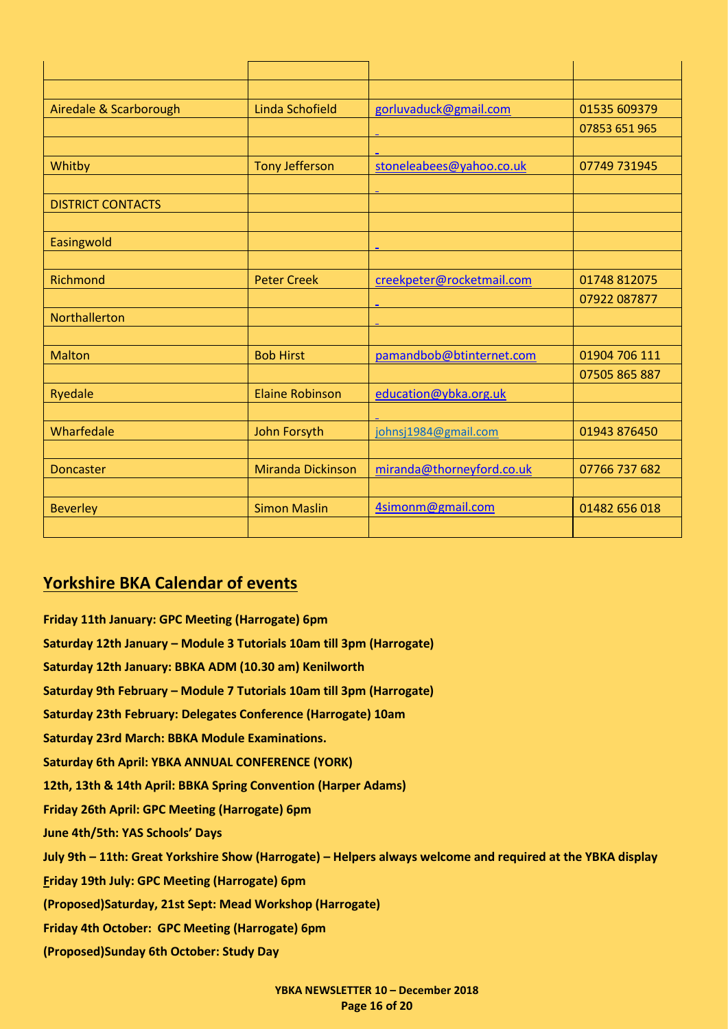| | | | |
|---|---|---|---|
| | | | |
| Airedale & Scarborough | Linda Schofield | gorluvaduck@gmail.com | 01535 609379 |
| | | | 07853 651 965 |
| | | | |
| Whitby | Tony Jefferson | stoneleabees@yahoo.co.uk | 07749 731945 |
| | | | |
| DISTRICT CONTACTS | | | |
| | | | |
| Easingwold | | | |
| | | | |
| Richmond | Peter Creek | creekpeter@rocketmail.com | 01748 812075 |
| | | | 07922 087877 |
| Northallerton | | | |
| | | | |
| Malton | Bob Hirst | pamandbob@btinternet.com | 01904 706 111 |
| | | | 07505 865 887 |
| Ryedale | Elaine Robinson | education@ybka.org.uk | |
| | | | |
| Wharfedale | John Forsyth | johnsj1984@gmail.com | 01943 876450 |
| | | | |
| Doncaster | Miranda Dickinson | miranda@thorneyford.co.uk | 07766 737 682 |
| | | | |
| Beverley | Simon Maslin | 4simonm@gmail.com | 01482 656 018 |
| | | | |

## Yorkshire BKA Calendar of events

**Friday 11th January: GPC Meeting (Harrogate) 6pm**

**Saturday 12th January – Module 3 Tutorials 10am till 3pm (Harrogate)**

**Saturday 12th January: BBKA ADM (10.30 am) Kenilworth**

**Saturday 9th February – Module 7 Tutorials 10am till 3pm (Harrogate)**

**Saturday 23th February: Delegates Conference (Harrogate) 10am**

**Saturday 23rd March: BBKA Module Examinations.**

**Saturday 6th April: YBKA ANNUAL CONFERENCE (YORK)**

**12th, 13th & 14th April: BBKA Spring Convention (Harper Adams)**

**Friday 26th April: GPC Meeting (Harrogate) 6pm**

**June 4th/5th: YAS Schools' Days**

**July 9th – 11th: Great Yorkshire Show (Harrogate) – Helpers always welcome and required at the YBKA display**

**Friday 19th July: GPC Meeting (Harrogate) 6pm**

**(Proposed)Saturday, 21st Sept: Mead Workshop (Harrogate)**

**Friday 4th October: GPC Meeting (Harrogate) 6pm**

**(Proposed)Sunday 6th October: Study Day**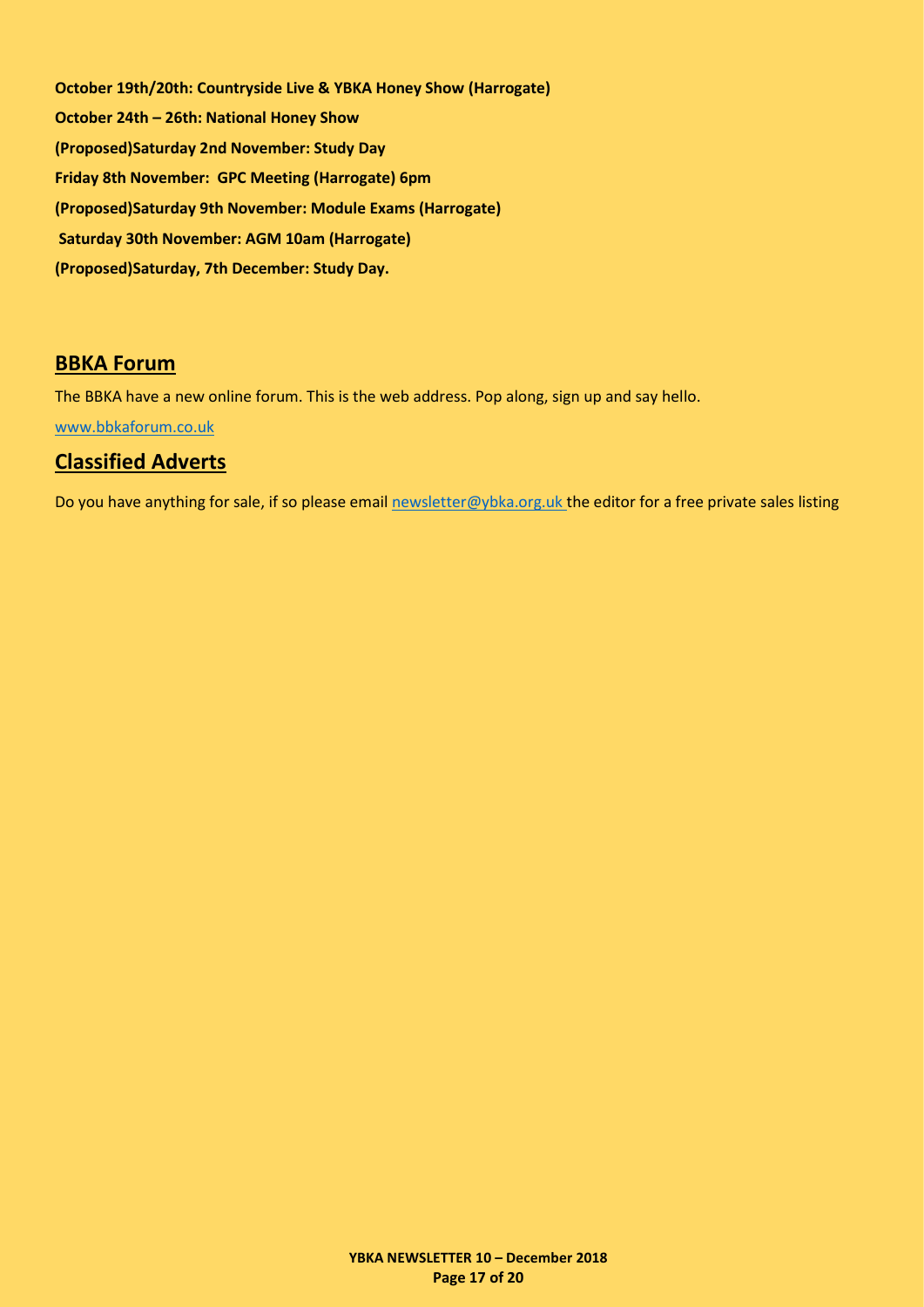**October 19th/20th: Countryside Live & YBKA Honey Show (Harrogate)**

**October 24th – 26th: National Honey Show**

**(Proposed)Saturday 2nd November: Study Day**

**Friday 8th November: GPC Meeting (Harrogate) 6pm**

**(Proposed)Saturday 9th November: Module Exams (Harrogate)**

**Saturday 30th November: AGM 10am (Harrogate)**

**(Proposed)Saturday, 7th December: Study Day.**

## BBKA Forum

The BBKA have a new online forum. This is the web address. Pop along, sign up and say hello.

www.bbkaforum.co.uk

## Classified Adverts

Do you have anything for sale, if so please email newsletter@ybka.org.uk the editor for a free private sales listing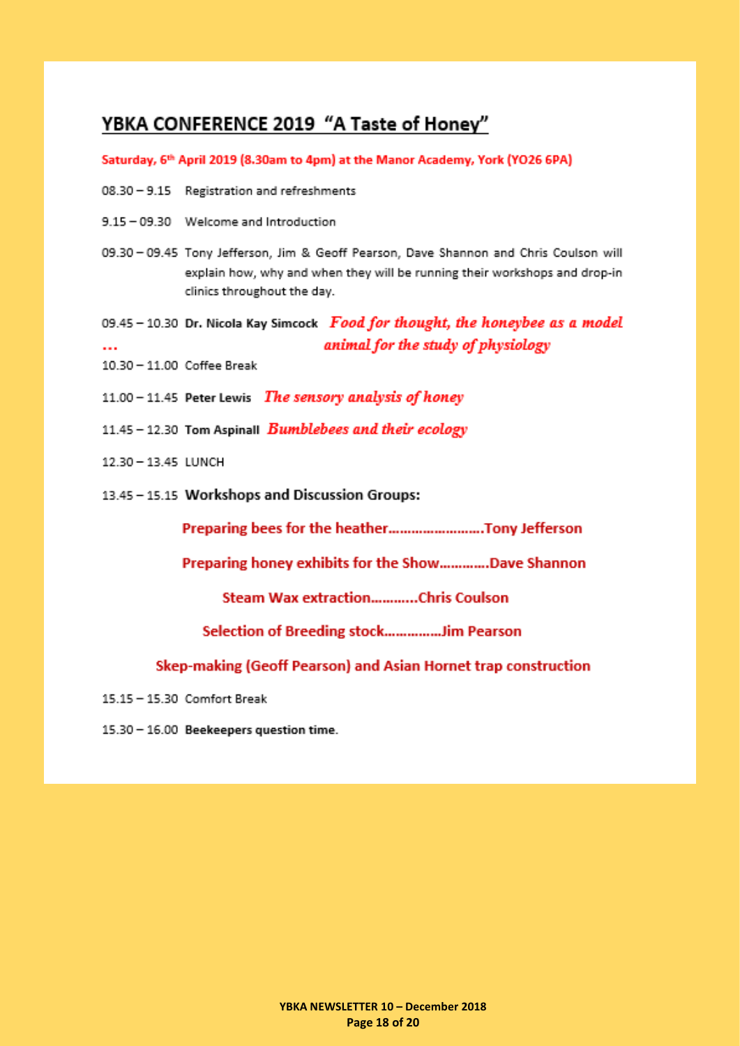## YBKA CONFERENCE 2019 "A Taste of Honey"

**Saturday, 6th April 2019 (8.30am to 4pm) at the Manor Academy, York (YO26 6PA)**

08.30 – 9.15 Registration and refreshments

9.15 – 09.30 Welcome and Introduction

09.30 – 09.45 Tony Jefferson, Jim & Geoff Pearson, Dave Shannon and Chris Coulson will explain how, why and when they will be running their workshops and drop-in clinics throughout the day.

09.45 – 10.30 **Dr. Nicola Kay Simcock** ***Food for thought, the honeybee as a model animal for the study of physiology***

…

10.30 – 11.00 Coffee Break

11.00 – 11.45 **Peter Lewis** ***The sensory analysis of honey***

11.45 – 12.30 **Tom Aspinall** ***Bumblebees and their ecology***

12.30 – 13.45 LUNCH

13.45 – 15.15 **Workshops and Discussion Groups:**

**Preparing bees for the heather……………………Tony Jefferson**

**Preparing honey exhibits for the Show…………Dave Shannon**

**Steam Wax extraction…………Chris Coulson**

**Selection of Breeding stock……………Jim Pearson**

**Skep-making (Geoff Pearson) and Asian Hornet trap construction**

15.15 – 15.30 Comfort Break

15.30 – 16.00 **Beekeepers question time**.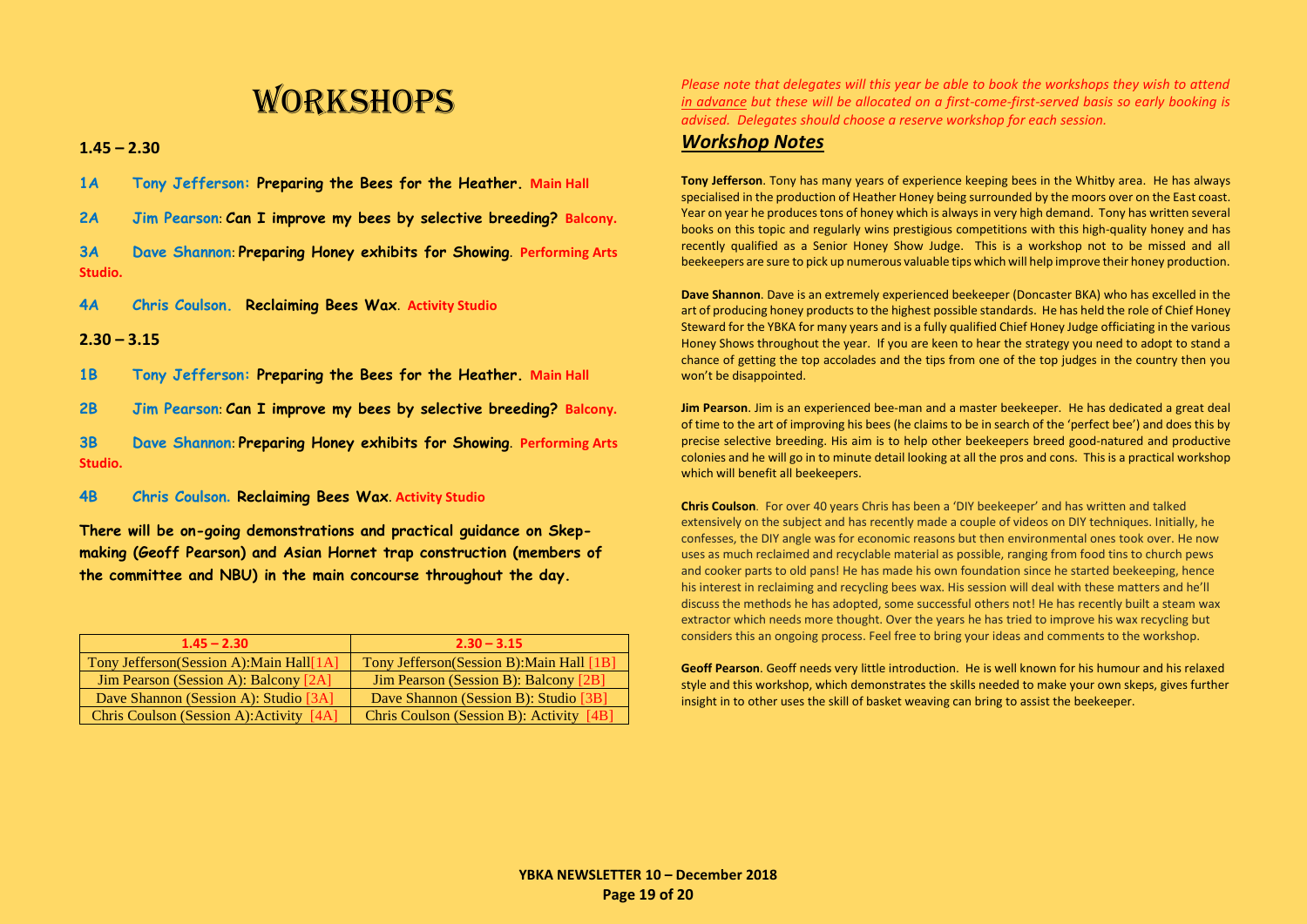# WORKSHOPS

**1.45 – 2.30**

**1A Tony Jefferson: Preparing the Bees for the Heather. Main Hall**

**2A Jim Pearson: Can I improve my bees by selective breeding? Balcony.**

**3A Dave Shannon: Preparing Honey exhibits for Showing. Performing Arts Studio.**

**4A Chris Coulson. Reclaiming Bees Wax. Activity Studio**

**2.30 – 3.15**

**1B Tony Jefferson: Preparing the Bees for the Heather. Main Hall**

**2B Jim Pearson: Can I improve my bees by selective breeding? Balcony.**

**3B Dave Shannon: Preparing Honey exhibits for Showing. Performing Arts Studio.**

**4B Chris Coulson. Reclaiming Bees Wax. Activity Studio**

**There will be on-going demonstrations and practical guidance on Skep-making (Geoff Pearson) and Asian Hornet trap construction (members of the committee and NBU) in the main concourse throughout the day.**

| 1.45 – 2.30 | 2.30 – 3.15 |
|---|---|
| Tony Jefferson(Session A):Main Hall[1A] | Tony Jefferson(Session B):Main Hall [1B] |
| Jim Pearson (Session A): Balcony [2A] | Jim Pearson (Session B): Balcony [2B] |
| Dave Shannon (Session A): Studio [3A] | Dave Shannon (Session B): Studio [3B] |
| Chris Coulson (Session A):Activity [4A] | Chris Coulson (Session B): Activity [4B] |

*Please note that delegates will this year be able to book the workshops they wish to attend in advance but these will be allocated on a first-come-first-served basis so early booking is advised. Delegates should choose a reserve workshop for each session.*

## *Workshop Notes*

**Tony Jefferson**. Tony has many years of experience keeping bees in the Whitby area. He has always specialised in the production of Heather Honey being surrounded by the moors over on the East coast. Year on year he produces tons of honey which is always in very high demand. Tony has written several books on this topic and regularly wins prestigious competitions with this high-quality honey and has recently qualified as a Senior Honey Show Judge. This is a workshop not to be missed and all beekeepers are sure to pick up numerous valuable tips which will help improve their honey production.

**Dave Shannon**. Dave is an extremely experienced beekeeper (Doncaster BKA) who has excelled in the art of producing honey products to the highest possible standards. He has held the role of Chief Honey Steward for the YBKA for many years and is a fully qualified Chief Honey Judge officiating in the various Honey Shows throughout the year. If you are keen to hear the strategy you need to adopt to stand a chance of getting the top accolades and the tips from one of the top judges in the country then you won't be disappointed.

**Jim Pearson**. Jim is an experienced bee-man and a master beekeeper. He has dedicated a great deal of time to the art of improving his bees (he claims to be in search of the 'perfect bee') and does this by precise selective breeding. His aim is to help other beekeepers breed good-natured and productive colonies and he will go in to minute detail looking at all the pros and cons. This is a practical workshop which will benefit all beekeepers.

**Chris Coulson**. For over 40 years Chris has been a 'DIY beekeeper' and has written and talked extensively on the subject and has recently made a couple of videos on DIY techniques. Initially, he confesses, the DIY angle was for economic reasons but then environmental ones took over. He now uses as much reclaimed and recyclable material as possible, ranging from food tins to church pews and cooker parts to old pans! He has made his own foundation since he started beekeeping, hence his interest in reclaiming and recycling bees wax. His session will deal with these matters and he'll discuss the methods he has adopted, some successful others not! He has recently built a steam wax extractor which needs more thought. Over the years he has tried to improve his wax recycling but considers this an ongoing process. Feel free to bring your ideas and comments to the workshop.

**Geoff Pearson**. Geoff needs very little introduction. He is well known for his humour and his relaxed style and this workshop, which demonstrates the skills needed to make your own skeps, gives further insight in to other uses the skill of basket weaving can bring to assist the beekeeper.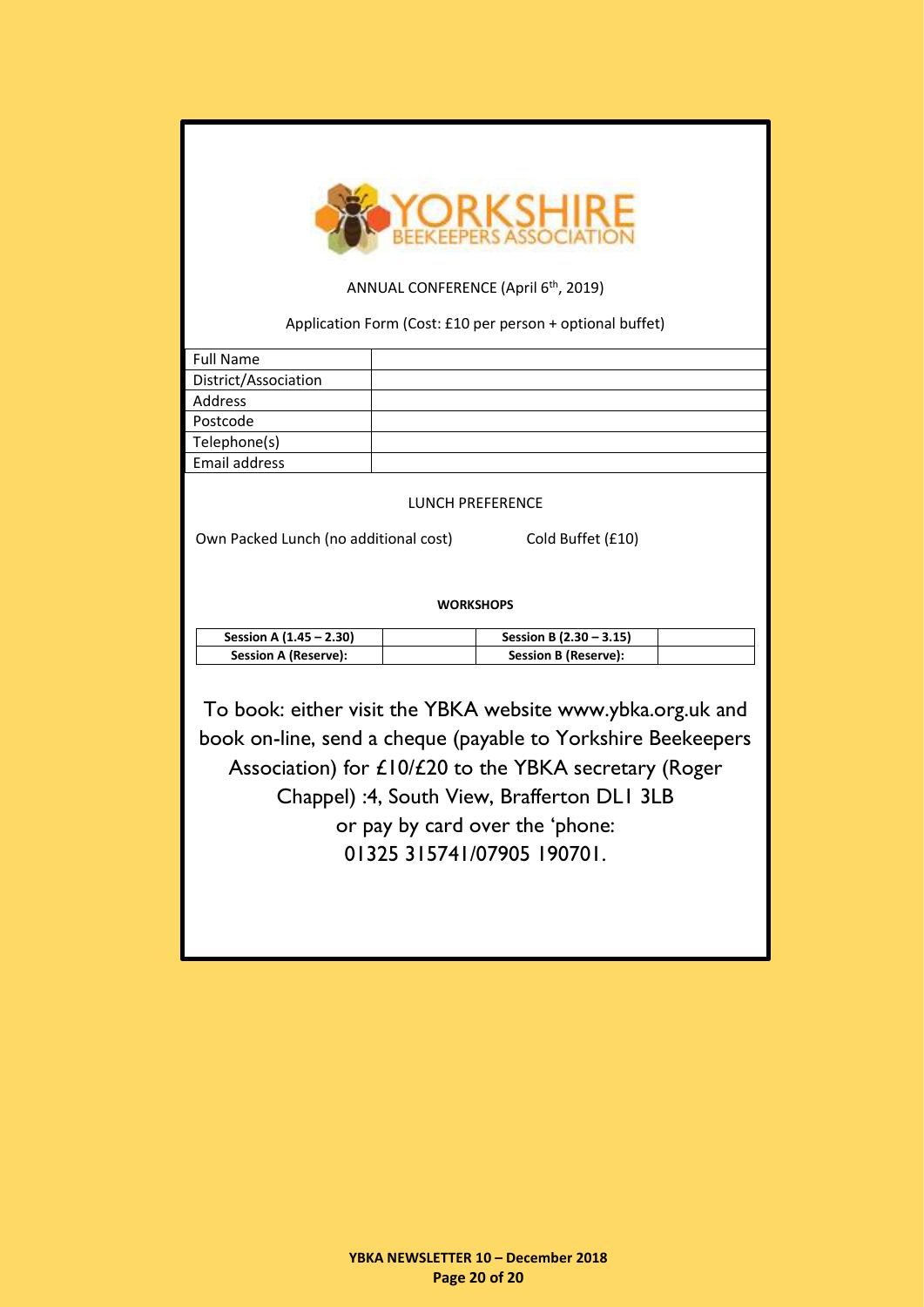YORKSHIRE BEEKEEPERS ASSOCIATION

ANNUAL CONFERENCE (April 6th, 2019)

Application Form (Cost: £10 per person + optional buffet)

| | |
|---|---|
| Full Name | |
| District/Association | |
| Address | |
| Postcode | |
| Telephone(s) | |
| Email address | |

LUNCH PREFERENCE

Own Packed Lunch (no additional cost) Cold Buffet (£10)

**WORKSHOPS**

| | | | |
|---|---|---|---|
| **Session A (1.45 – 2.30)** | | **Session B (2.30 – 3.15)** | |
| **Session A (Reserve):** | | **Session B (Reserve):** | |

To book: either visit the YBKA website www.ybka.org.uk and book on-line, send a cheque (payable to Yorkshire Beekeepers Association) for £10/£20 to the YBKA secretary (Roger Chappel) :4, South View, Brafferton DL1 3LB or pay by card over the 'phone: 01325 315741/07905 190701.